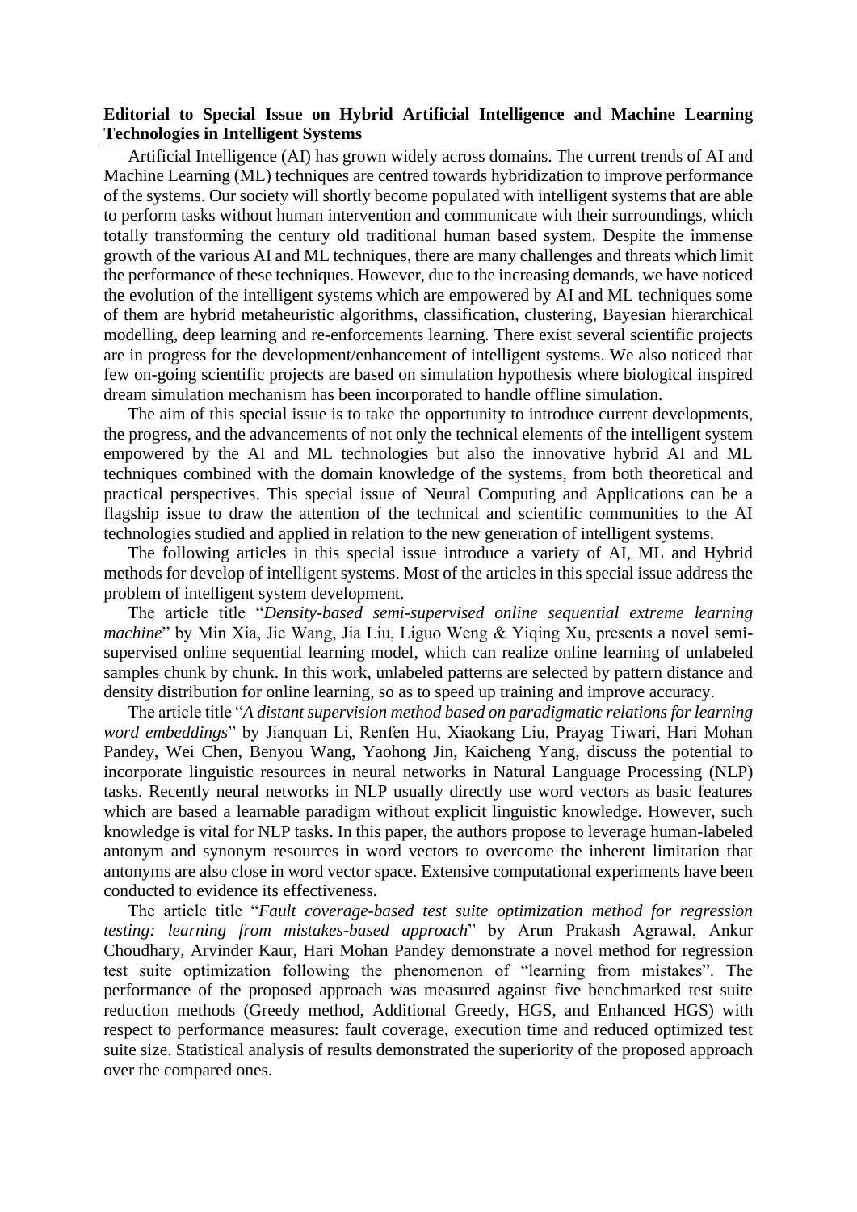**Editorial to Special Issue on Hybrid Artificial Intelligence and Machine Learning Technologies in Intelligent Systems**

Artificial Intelligence (AI) has grown widely across domains. The current trends of AI and Machine Learning (ML) techniques are centred towards hybridization to improve performance of the systems. Our society will shortly become populated with intelligent systems that are able to perform tasks without human intervention and communicate with their surroundings, which totally transforming the century old traditional human based system. Despite the immense growth of the various AI and ML techniques, there are many challenges and threats which limit the performance of these techniques. However, due to the increasing demands, we have noticed the evolution of the intelligent systems which are empowered by AI and ML techniques some of them are hybrid metaheuristic algorithms, classification, clustering, Bayesian hierarchical modelling, deep learning and re-enforcements learning. There exist several scientific projects are in progress for the development/enhancement of intelligent systems. We also noticed that few on-going scientific projects are based on simulation hypothesis where biological inspired dream simulation mechanism has been incorporated to handle offline simulation.

The aim of this special issue is to take the opportunity to introduce current developments, the progress, and the advancements of not only the technical elements of the intelligent system empowered by the AI and ML technologies but also the innovative hybrid AI and ML techniques combined with the domain knowledge of the systems, from both theoretical and practical perspectives. This special issue of Neural Computing and Applications can be a flagship issue to draw the attention of the technical and scientific communities to the AI technologies studied and applied in relation to the new generation of intelligent systems.

The following articles in this special issue introduce a variety of AI, ML and Hybrid methods for develop of intelligent systems. Most of the articles in this special issue address the problem of intelligent system development.

The article title "*Density-based semi-supervised online sequential extreme learning machine*" by Min Xia, Jie Wang, Jia Liu, Liguo Weng & Yiqing Xu, presents a novel semi-supervised online sequential learning model, which can realize online learning of unlabeled samples chunk by chunk. In this work, unlabeled patterns are selected by pattern distance and density distribution for online learning, so as to speed up training and improve accuracy.

The article title "*A distant supervision method based on paradigmatic relations for learning word embeddings*" by Jianquan Li, Renfen Hu, Xiaokang Liu, Prayag Tiwari, Hari Mohan Pandey, Wei Chen, Benyou Wang, Yaohong Jin, Kaicheng Yang, discuss the potential to incorporate linguistic resources in neural networks in Natural Language Processing (NLP) tasks. Recently neural networks in NLP usually directly use word vectors as basic features which are based a learnable paradigm without explicit linguistic knowledge. However, such knowledge is vital for NLP tasks. In this paper, the authors propose to leverage human-labeled antonym and synonym resources in word vectors to overcome the inherent limitation that antonyms are also close in word vector space. Extensive computational experiments have been conducted to evidence its effectiveness.

The article title "*Fault coverage-based test suite optimization method for regression testing: learning from mistakes-based approach*" by Arun Prakash Agrawal, Ankur Choudhary, Arvinder Kaur, Hari Mohan Pandey demonstrate a novel method for regression test suite optimization following the phenomenon of "learning from mistakes". The performance of the proposed approach was measured against five benchmarked test suite reduction methods (Greedy method, Additional Greedy, HGS, and Enhanced HGS) with respect to performance measures: fault coverage, execution time and reduced optimized test suite size. Statistical analysis of results demonstrated the superiority of the proposed approach over the compared ones.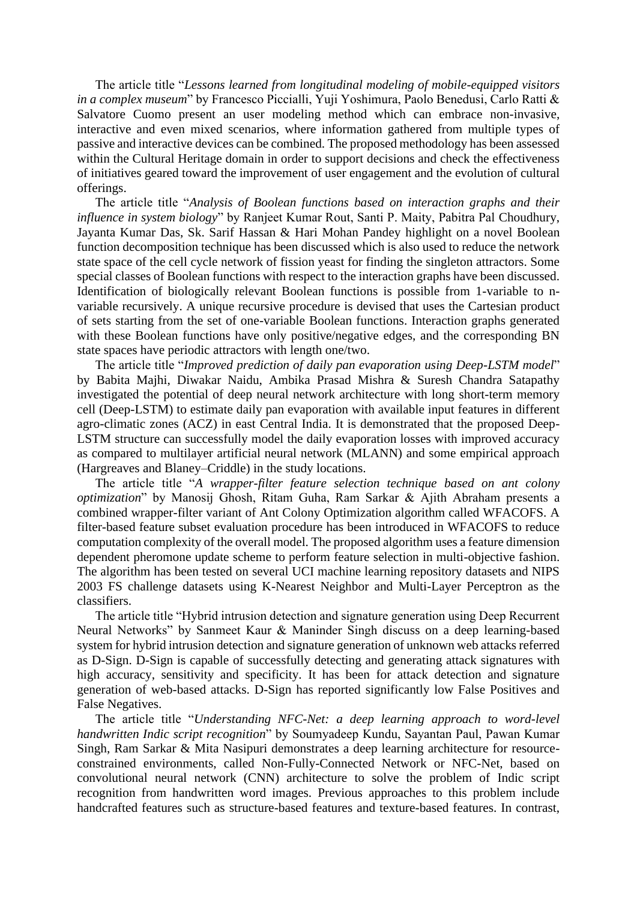The article title “*Lessons learned from longitudinal modeling of mobile-equipped visitors in a complex museum*” by Francesco Piccialli, Yuji Yoshimura, Paolo Benedusi, Carlo Ratti & Salvatore Cuomo present an user modeling method which can embrace non-invasive, interactive and even mixed scenarios, where information gathered from multiple types of passive and interactive devices can be combined. The proposed methodology has been assessed within the Cultural Heritage domain in order to support decisions and check the effectiveness of initiatives geared toward the improvement of user engagement and the evolution of cultural offerings.

The article title “*Analysis of Boolean functions based on interaction graphs and their influence in system biology*” by Ranjeet Kumar Rout, Santi P. Maity, Pabitra Pal Choudhury, Jayanta Kumar Das, Sk. Sarif Hassan & Hari Mohan Pandey highlight on a novel Boolean function decomposition technique has been discussed which is also used to reduce the network state space of the cell cycle network of fission yeast for finding the singleton attractors. Some special classes of Boolean functions with respect to the interaction graphs have been discussed. Identification of biologically relevant Boolean functions is possible from 1-variable to n-variable recursively. A unique recursive procedure is devised that uses the Cartesian product of sets starting from the set of one-variable Boolean functions. Interaction graphs generated with these Boolean functions have only positive/negative edges, and the corresponding BN state spaces have periodic attractors with length one/two.

The article title “*Improved prediction of daily pan evaporation using Deep-LSTM model*” by Babita Majhi, Diwakar Naidu, Ambika Prasad Mishra & Suresh Chandra Satapathy investigated the potential of deep neural network architecture with long short-term memory cell (Deep-LSTM) to estimate daily pan evaporation with available input features in different agro-climatic zones (ACZ) in east Central India. It is demonstrated that the proposed Deep-LSTM structure can successfully model the daily evaporation losses with improved accuracy as compared to multilayer artificial neural network (MLANN) and some empirical approach (Hargreaves and Blaney–Criddle) in the study locations.

The article title “*A wrapper-filter feature selection technique based on ant colony optimization*” by Manosij Ghosh, Ritam Guha, Ram Sarkar & Ajith Abraham presents a combined wrapper-filter variant of Ant Colony Optimization algorithm called WFACOFS. A filter-based feature subset evaluation procedure has been introduced in WFACOFS to reduce computation complexity of the overall model. The proposed algorithm uses a feature dimension dependent pheromone update scheme to perform feature selection in multi-objective fashion. The algorithm has been tested on several UCI machine learning repository datasets and NIPS 2003 FS challenge datasets using K-Nearest Neighbor and Multi-Layer Perceptron as the classifiers.

The article title “Hybrid intrusion detection and signature generation using Deep Recurrent Neural Networks” by Sanmeet Kaur & Maninder Singh discuss on a deep learning-based system for hybrid intrusion detection and signature generation of unknown web attacks referred as D-Sign. D-Sign is capable of successfully detecting and generating attack signatures with high accuracy, sensitivity and specificity. It has been for attack detection and signature generation of web-based attacks. D-Sign has reported significantly low False Positives and False Negatives.

The article title “*Understanding NFC-Net: a deep learning approach to word-level handwritten Indic script recognition*” by Soumyadeep Kundu, Sayantan Paul, Pawan Kumar Singh, Ram Sarkar & Mita Nasipuri demonstrates a deep learning architecture for resource-constrained environments, called Non-Fully-Connected Network or NFC-Net, based on convolutional neural network (CNN) architecture to solve the problem of Indic script recognition from handwritten word images. Previous approaches to this problem include handcrafted features such as structure-based features and texture-based features. In contrast,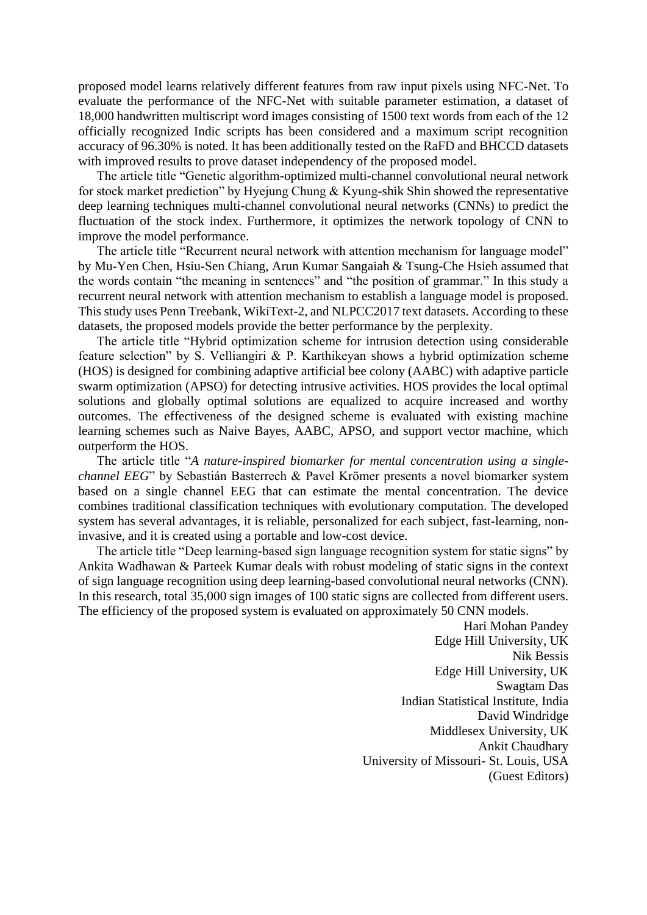proposed model learns relatively different features from raw input pixels using NFC-Net. To evaluate the performance of the NFC-Net with suitable parameter estimation, a dataset of 18,000 handwritten multiscript word images consisting of 1500 text words from each of the 12 officially recognized Indic scripts has been considered and a maximum script recognition accuracy of 96.30% is noted. It has been additionally tested on the RaFD and BHCCD datasets with improved results to prove dataset independency of the proposed model.

The article title "Genetic algorithm-optimized multi-channel convolutional neural network for stock market prediction" by Hyejung Chung & Kyung-shik Shin showed the representative deep learning techniques multi-channel convolutional neural networks (CNNs) to predict the fluctuation of the stock index. Furthermore, it optimizes the network topology of CNN to improve the model performance.

The article title "Recurrent neural network with attention mechanism for language model" by Mu-Yen Chen, Hsiu-Sen Chiang, Arun Kumar Sangaiah & Tsung-Che Hsieh assumed that the words contain "the meaning in sentences" and "the position of grammar." In this study a recurrent neural network with attention mechanism to establish a language model is proposed. This study uses Penn Treebank, WikiText-2, and NLPCC2017 text datasets. According to these datasets, the proposed models provide the better performance by the perplexity.

The article title "Hybrid optimization scheme for intrusion detection using considerable feature selection" by S. Velliangiri & P. Karthikeyan shows a hybrid optimization scheme (HOS) is designed for combining adaptive artificial bee colony (AABC) with adaptive particle swarm optimization (APSO) for detecting intrusive activities. HOS provides the local optimal solutions and globally optimal solutions are equalized to acquire increased and worthy outcomes. The effectiveness of the designed scheme is evaluated with existing machine learning schemes such as Naive Bayes, AABC, APSO, and support vector machine, which outperform the HOS.

The article title "*A nature-inspired biomarker for mental concentration using a single-channel EEG*" by Sebastián Basterrech & Pavel Krömer presents a novel biomarker system based on a single channel EEG that can estimate the mental concentration. The device combines traditional classification techniques with evolutionary computation. The developed system has several advantages, it is reliable, personalized for each subject, fast-learning, non-invasive, and it is created using a portable and low-cost device.

The article title "Deep learning-based sign language recognition system for static signs" by Ankita Wadhawan & Parteek Kumar deals with robust modeling of static signs in the context of sign language recognition using deep learning-based convolutional neural networks (CNN). In this research, total 35,000 sign images of 100 static signs are collected from different users. The efficiency of the proposed system is evaluated on approximately 50 CNN models.

Hari Mohan Pandey  
Edge Hill University, UK  
Nik Bessis  
Edge Hill University, UK  
Swagtam Das  
Indian Statistical Institute, India  
David Windridge  
Middlesex University, UK  
Ankit Chaudhary  
University of Missouri- St. Louis, USA  
(Guest Editors)